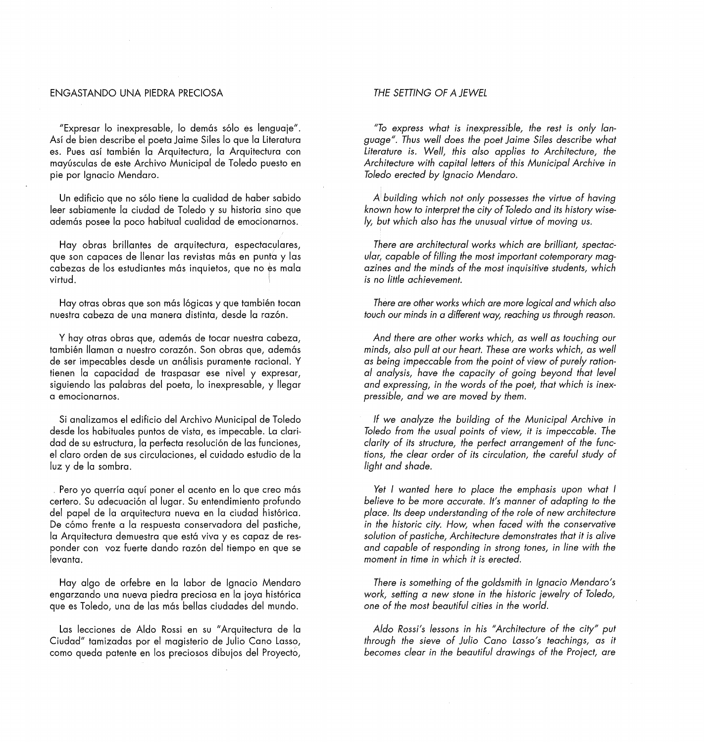## ENGASTANDO UNA PIEDRA PRECIOSA

"Expresar lo inexpresable, lo demás sólo es lenguaje". Así de bien describe el poeta Jaime Siles lo que la Literatura es. Pues así también la Arquitectura, la Arquitectura con mayúsculas de este Archivo Municipal de Toledo puesto en pie por Ignacio Mendaro.

Un edificio que no sólo tiene la cualidad de haber sabido leer sabiamente la ciudad de Toledo y su historia sino que además posee la poco habitual cualidad de emocionarnos.

Hay obras brillantes de arquitectura, espectaculares, que son capaces de llenar las revistas más en punta y las cabezas de los estudiantes más inquietos, que no es mala virtud.

Hay otras obras que son más lógicas y que también tocan nuestra cabeza de una manera distinta, desde la razón.

Y hay otras obras que, además de tocar nuestra cabeza, también llaman a nuestro corazón. Son obras que, además de ser impecables desde un análisis puramente racional. Y tienen la capacidad de traspasar ese nivel y expresar, siguiendo las palabras del poeta, lo inexpresable, y llegar a emocionarnos.

Si analizamos el edificio del Archivo Municipal de Toledo desde los habituales puntos de vista, es impecable. La claridad de su estructura, la perfecta resolución de las funciones, el claro orden de sus circulaciones, el cuidado estudio de la luz y de la sombra.

Pero yo querría aquí poner el acento en lo que creo más certero. Su adecuación al lugar. Su entendimiento profundo del papel de la arquitectura nueva en la ciudad histórica. De cómo frente a la respuesta conservadora del pastiche, la Arquitectura demuestra que está viva y es capaz de responder con voz fuerte dando razón del tiempo en que se levanta.

Hay algo de orfebre en la labor de Ignacio Mendaro engarzando una nueva piedra preciosa en la joya histórica que es Toledo, una de las más bellas ciudades del mundo.

Las lecciones de Aldo Rossi en su "Arquitectura de la Ciudad" tamizadas por el magisterio de Julio Cano Lasso, como queda patente en los preciosos dibujos del Proyecto,

## *THE SETTING OF A JEWEL*

*"To express what is inexpressible, the rest is only language". Thus well does the poet Jaime Siles describe what Literature is. Well, this also applies to Architecture, the Architecture with capital letters of this Municipal Archive in Toledo erected by Ignacio Mendaro.*

*A building which not only possesses the virtue of having known how to interpret the city of Toledo and its history wisely, but which also has the unusual virtue of moving us.*

*There are architectural works which are brilliant, spectacular, capable of filling the most important cotemporary magazines and the minds of the most inquisitive students, which is no little achievement.*

*There are other works which are more logical and which also touch our minds in a different way, reaching us through reason.*

*And there are other works which, as well as touching our minds, also pull at our heart. These are works which, as well as being impeccable from the point of view of purely rational analysis, have the capacity of going beyond that level and expressing, in the words of the poet, that which is inexpressible, and we are moved by them.*

*If we analyze the building of the Municipal Archive in Toledo from the usual points of view, it is impeccable. The clarity of its structure, the perfect arrangement of the functions, the clear order of its circulation, the careful study of light and shade.*

*Yet I wanted here to place the emphasis upon what I believe to be more accurate. It's manner of adapting to the place. Its deep understanding of the role of new architecture in the historic city. How, when faced with the conservative solution of pastiche, Architecture demonstrates that it is alive and capable of responding in strong tones, in line with the moment in time in which it is erected.*

*There is something of the goldsmith in Ignacio Mendaro's work, setting a new stone in the historic jewelry of Toledo, one of the most beautiful cities in the world.*

*Aldo Rossi's lessons in his "Architecture of the city" put through the sieve of Julio Cano Lasso's teachings, as it becomes clear in the beautiful drawings of the Project, are*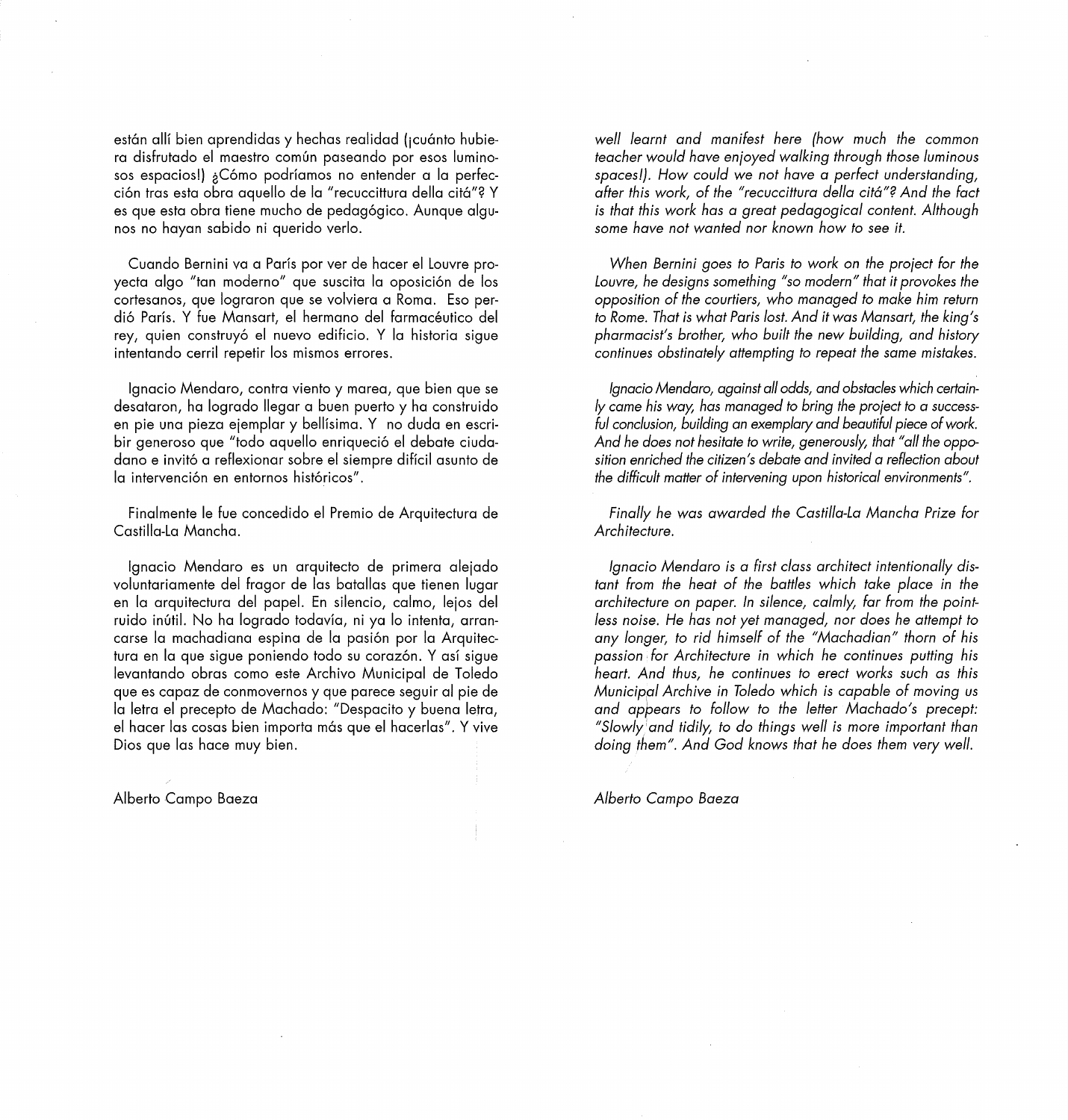están allí bien aprendidas y hechas realidad (¡cuánto hubiera disfrutado el maestro común paseando por esos luminosos espacios!) ¿Cómo podríamos no entender a la perfección tras esta obra aquello de la "recuccittura della citá"? Y es que esta obra tiene mucho de pedagógico. Aunque algunos no hayan sabido ni querido verlo.

Cuando Bernini va a París por ver de hacer el Louvre proyecta algo "tan moderno" que suscita la oposición de los cortesanos, que lograron que se volviera a Roma. Eso perdió París. Y fue Mansart, el hermano del farmacéutico del rey, quien construyó el nuevo edificio. Y la historia sigue intentando cerril repetir los mismos errores.

Ignacio Mendaro, contra viento y marea, que bien que se desataron, ha logrado llegar a buen puerto y ha construido en pie una pieza ejemplar y bellísima. Y no duda en escribir generoso que "todo aquello enriqueció el debate ciudadano e invitó a reflexionar sobre el siempre difícil asunto de la intervención en entornos históricos".

Finalmente le fue concedido el Premio de Arquitectura de Castilla-La Mancha.

Ignacio Mendaro es un arquitecto de primera alejado voluntariamente del fragor de las batallas que tienen lugar en la arquitectura del papel. En silencio, calmo, lejos del ruido inútil. No ha logrado todavía, ni ya lo intenta, arrancarse la machadiana espina de la pasión por la Arquitectura en la que sigue poniendo todo su corazón. Y así sigue levantando obras como este Archivo Municipal de Toledo que es capaz de conmovernos y que parece seguir al pie de la letra el precepto de Machado: "Despacito y buena letra, el hacer las cosas bien importa más que el hacerlas". Y vive Dios que las hace muy bien.

Alberto Campo Baeza

*well learnt and manifest here (how much the common teacher would have enjoyed walking through those luminous spaces!). How could we not have a perfect understanding, after this work, of the "recuccittura della citá"? And the fact is that this work has a great pedagogical content. Although some have not wanted nor known how to see it.*

*When Bernini goes to Paris to work on the project for the Louvre, he designs something "so modern" that it provokes the opposition of the courtiers, who managed to make him return to Rome. That is what Paris lost. And it was Mansart, the king's pharmacist's brother, who built the new building, and history continues obstinately attempting to repeat the same mistakes.*

*Ignacio Mendaro, against all odds, and obstacles which certainly came his way, has managed to bring the project to a successful conclusion, building an exemplary and beautiful piece of work. And he does not hesitate to write, generously, that "all the opposition enriched the citizen's debate and invited a reflection about the difficult matter of intervening upon historical environments".*

*Finally he was awarded the Castilla-La Mancha Prize for Architecture.*

*Ignacio Mendaro is a first class architect intentionally distant from the heat of the battles which take place in the architecture on paper. In silence, calmly, far from the pointless noise. He has not yet managed, nor does he attempt to any longer, to rid himself of the "Machadian" thorn of his passion for Architecture in which he continues putting his heart. And thus, he continues to erect works such as this Municipal Archive in Toledo which is capable of moving us and appears to follow to the letter Machado's precept: "Slowly and tidily, to do things well is more important than doing them". And God knows that he does them very well.*

*Alberto Campo Baeza*